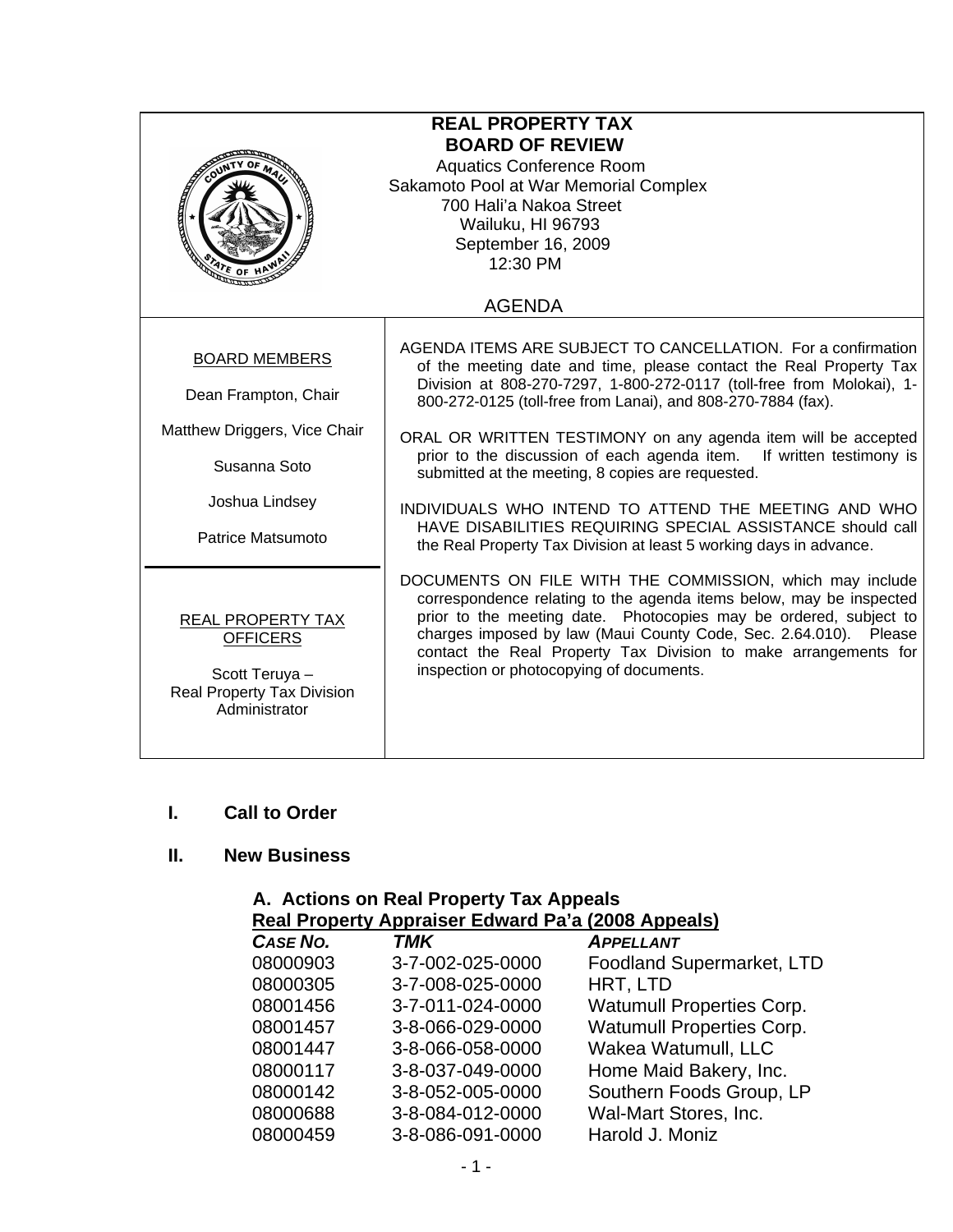# REAL PROPERTY TAX
# BOARD OF REVIEW

Aquatics Conference Room
Sakamoto Pool at War Memorial Complex
700 Hali'a Nakoa Street
Wailuku, HI 96793
September 16, 2009
12:30 PM

## AGENDA

**BOARD MEMBERS**

Dean Frampton, Chair

Matthew Driggers, Vice Chair

Susanna Soto

Joshua Lindsey

Patrice Matsumoto

**REAL PROPERTY TAX OFFICERS**

Scott Teruya – Real Property Tax Division Administrator

AGENDA ITEMS ARE SUBJECT TO CANCELLATION. For a confirmation of the meeting date and time, please contact the Real Property Tax Division at 808-270-7297, 1-800-272-0117 (toll-free from Molokai), 1-800-272-0125 (toll-free from Lanai), and 808-270-7884 (fax).

ORAL OR WRITTEN TESTIMONY on any agenda item will be accepted prior to the discussion of each agenda item. If written testimony is submitted at the meeting, 8 copies are requested.

INDIVIDUALS WHO INTEND TO ATTEND THE MEETING AND WHO HAVE DISABILITIES REQUIRING SPECIAL ASSISTANCE should call the Real Property Tax Division at least 5 working days in advance.

DOCUMENTS ON FILE WITH THE COMMISSION, which may include correspondence relating to the agenda items below, may be inspected prior to the meeting date. Photocopies may be ordered, subject to charges imposed by law (Maui County Code, Sec. 2.64.010). Please contact the Real Property Tax Division to make arrangements for inspection or photocopying of documents.

## I. Call to Order

## II. New Business

### A. Actions on Real Property Tax Appeals

**Real Property Appraiser Edward Pa'a (2008 Appeals)**

| *CASE NO.* | *TMK* | *APPELLANT* |
|---|---|---|
| 08000903 | 3-7-002-025-0000 | Foodland Supermarket, LTD |
| 08000305 | 3-7-008-025-0000 | HRT, LTD |
| 08001456 | 3-7-011-024-0000 | Watumull Properties Corp. |
| 08001457 | 3-8-066-029-0000 | Watumull Properties Corp. |
| 08001447 | 3-8-066-058-0000 | Wakea Watumull, LLC |
| 08000117 | 3-8-037-049-0000 | Home Maid Bakery, Inc. |
| 08000142 | 3-8-052-005-0000 | Southern Foods Group, LP |
| 08000688 | 3-8-084-012-0000 | Wal-Mart Stores, Inc. |
| 08000459 | 3-8-086-091-0000 | Harold J. Moniz |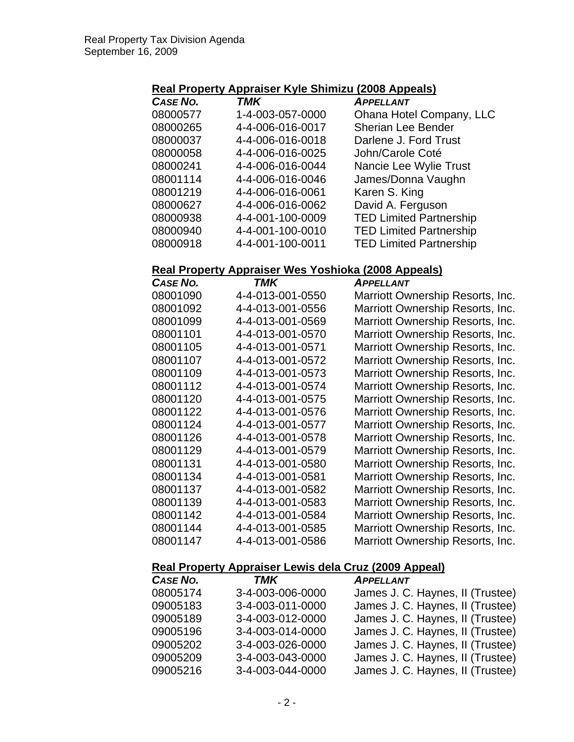### Real Property Appraiser Kyle Shimizu (2008 Appeals)

| *CASE NO.* | *TMK* | *APPELLANT* |
|---|---|---|
| 08000577 | 1-4-003-057-0000 | Ohana Hotel Company, LLC |
| 08000265 | 4-4-006-016-0017 | Sherian Lee Bender |
| 08000037 | 4-4-006-016-0018 | Darlene J. Ford Trust |
| 08000058 | 4-4-006-016-0025 | John/Carole Coté |
| 08000241 | 4-4-006-016-0044 | Nancie Lee Wylie Trust |
| 08001114 | 4-4-006-016-0046 | James/Donna Vaughn |
| 08001219 | 4-4-006-016-0061 | Karen S. King |
| 08000627 | 4-4-006-016-0062 | David A. Ferguson |
| 08000938 | 4-4-001-100-0009 | TED Limited Partnership |
| 08000940 | 4-4-001-100-0010 | TED Limited Partnership |
| 08000918 | 4-4-001-100-0011 | TED Limited Partnership |

### Real Property Appraiser Wes Yoshioka (2008 Appeals)

| *CASE NO.* | *TMK* | *APPELLANT* |
|---|---|---|
| 08001090 | 4-4-013-001-0550 | Marriott Ownership Resorts, Inc. |
| 08001092 | 4-4-013-001-0556 | Marriott Ownership Resorts, Inc. |
| 08001099 | 4-4-013-001-0569 | Marriott Ownership Resorts, Inc. |
| 08001101 | 4-4-013-001-0570 | Marriott Ownership Resorts, Inc. |
| 08001105 | 4-4-013-001-0571 | Marriott Ownership Resorts, Inc. |
| 08001107 | 4-4-013-001-0572 | Marriott Ownership Resorts, Inc. |
| 08001109 | 4-4-013-001-0573 | Marriott Ownership Resorts, Inc. |
| 08001112 | 4-4-013-001-0574 | Marriott Ownership Resorts, Inc. |
| 08001120 | 4-4-013-001-0575 | Marriott Ownership Resorts, Inc. |
| 08001122 | 4-4-013-001-0576 | Marriott Ownership Resorts, Inc. |
| 08001124 | 4-4-013-001-0577 | Marriott Ownership Resorts, Inc. |
| 08001126 | 4-4-013-001-0578 | Marriott Ownership Resorts, Inc. |
| 08001129 | 4-4-013-001-0579 | Marriott Ownership Resorts, Inc. |
| 08001131 | 4-4-013-001-0580 | Marriott Ownership Resorts, Inc. |
| 08001134 | 4-4-013-001-0581 | Marriott Ownership Resorts, Inc. |
| 08001137 | 4-4-013-001-0582 | Marriott Ownership Resorts, Inc. |
| 08001139 | 4-4-013-001-0583 | Marriott Ownership Resorts, Inc. |
| 08001142 | 4-4-013-001-0584 | Marriott Ownership Resorts, Inc. |
| 08001144 | 4-4-013-001-0585 | Marriott Ownership Resorts, Inc. |
| 08001147 | 4-4-013-001-0586 | Marriott Ownership Resorts, Inc. |

### Real Property Appraiser Lewis dela Cruz (2009 Appeal)

| *CASE NO.* | *TMK* | *APPELLANT* |
|---|---|---|
| 08005174 | 3-4-003-006-0000 | James J. C. Haynes, II (Trustee) |
| 09005183 | 3-4-003-011-0000 | James J. C. Haynes, II (Trustee) |
| 09005189 | 3-4-003-012-0000 | James J. C. Haynes, II (Trustee) |
| 09005196 | 3-4-003-014-0000 | James J. C. Haynes, II (Trustee) |
| 09005202 | 3-4-003-026-0000 | James J. C. Haynes, II (Trustee) |
| 09005209 | 3-4-003-043-0000 | James J. C. Haynes, II (Trustee) |
| 09005216 | 3-4-003-044-0000 | James J. C. Haynes, II (Trustee) |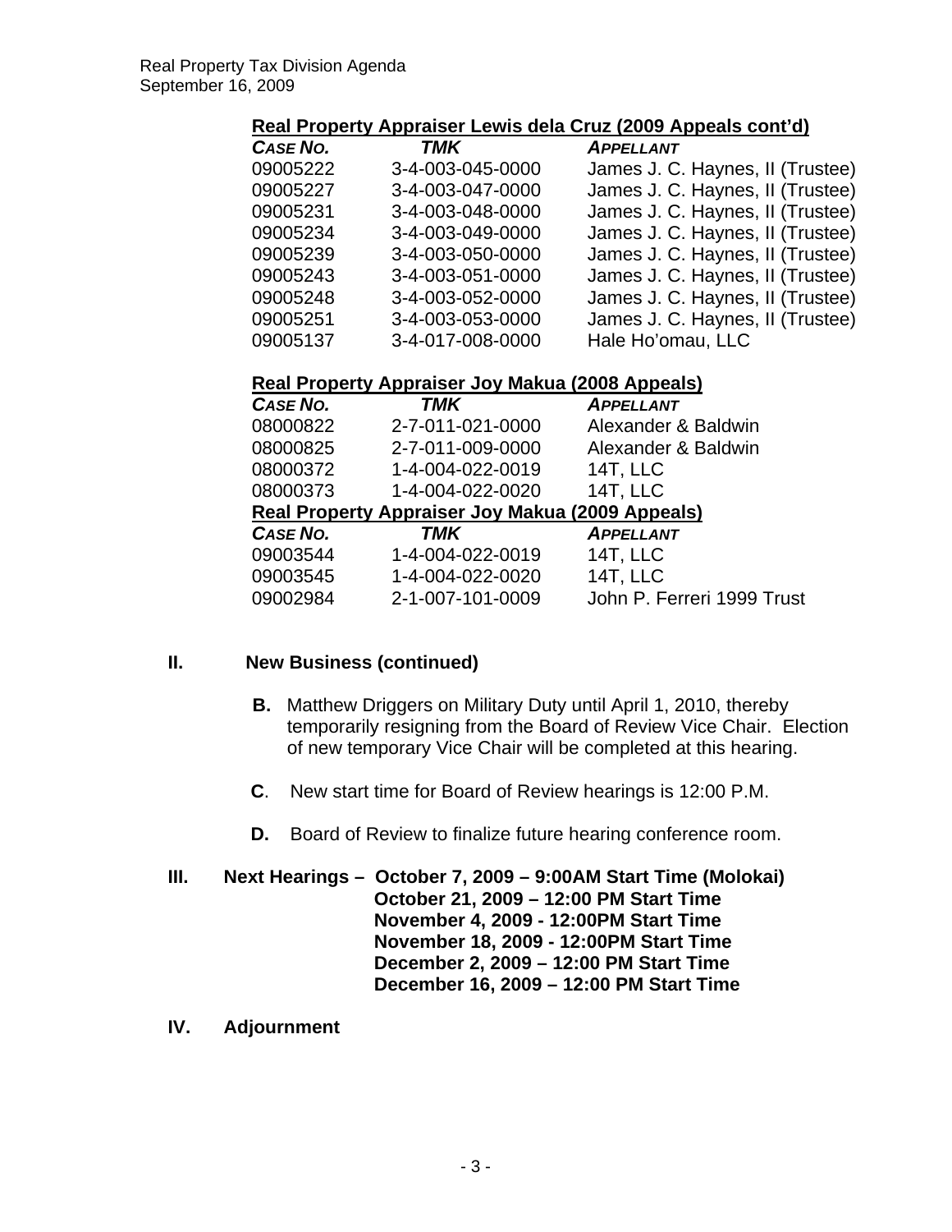**Real Property Appraiser Lewis dela Cruz (2009 Appeals cont'd)**

| *CASE NO.* | *TMK* | *APPELLANT* |
|---|---|---|
| 09005222 | 3-4-003-045-0000 | James J. C. Haynes, II (Trustee) |
| 09005227 | 3-4-003-047-0000 | James J. C. Haynes, II (Trustee) |
| 09005231 | 3-4-003-048-0000 | James J. C. Haynes, II (Trustee) |
| 09005234 | 3-4-003-049-0000 | James J. C. Haynes, II (Trustee) |
| 09005239 | 3-4-003-050-0000 | James J. C. Haynes, II (Trustee) |
| 09005243 | 3-4-003-051-0000 | James J. C. Haynes, II (Trustee) |
| 09005248 | 3-4-003-052-0000 | James J. C. Haynes, II (Trustee) |
| 09005251 | 3-4-003-053-0000 | James J. C. Haynes, II (Trustee) |
| 09005137 | 3-4-017-008-0000 | Hale Ho'omau, LLC |

**Real Property Appraiser Joy Makua (2008 Appeals)**

| *CASE NO.* | *TMK* | *APPELLANT* |
|---|---|---|
| 08000822 | 2-7-011-021-0000 | Alexander & Baldwin |
| 08000825 | 2-7-011-009-0000 | Alexander & Baldwin |
| 08000372 | 1-4-004-022-0019 | 14T, LLC |
| 08000373 | 1-4-004-022-0020 | 14T, LLC |

**Real Property Appraiser Joy Makua (2009 Appeals)**

| *CASE NO.* | *TMK* | *APPELLANT* |
|---|---|---|
| 09003544 | 1-4-004-022-0019 | 14T, LLC |
| 09003545 | 1-4-004-022-0020 | 14T, LLC |
| 09002984 | 2-1-007-101-0009 | John P. Ferreri 1999 Trust |

## II. New Business (continued)

**B.** Matthew Driggers on Military Duty until April 1, 2010, thereby temporarily resigning from the Board of Review Vice Chair. Election of new temporary Vice Chair will be completed at this hearing.

**C**. New start time for Board of Review hearings is 12:00 P.M.

**D.** Board of Review to finalize future hearing conference room.

## III. Next Hearings – October 7, 2009 – 9:00AM Start Time (Molokai)

**October 21, 2009 – 12:00 PM Start Time**
**November 4, 2009 - 12:00PM Start Time**
**November 18, 2009 - 12:00PM Start Time**
**December 2, 2009 – 12:00 PM Start Time**
**December 16, 2009 – 12:00 PM Start Time**

## IV. Adjournment